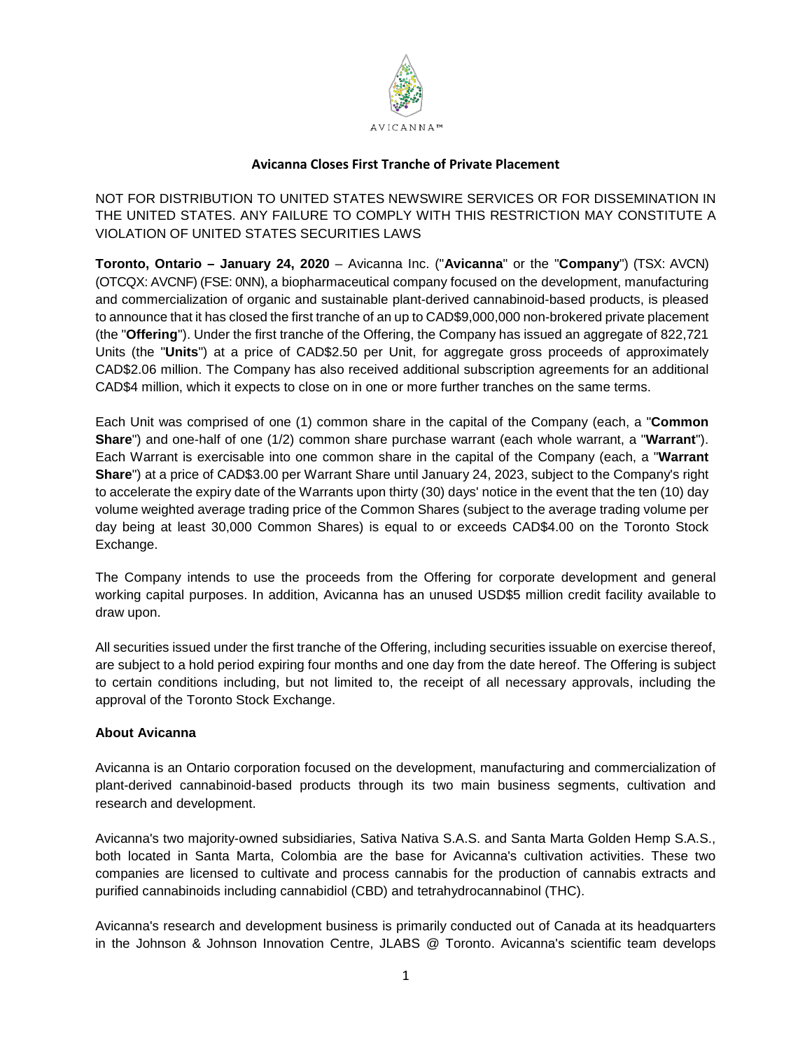AVICANNA™

## Avicanna Closes First Tranche of Private Placement

NOT FOR DISTRIBUTION TO UNITED STATES NEWSWIRE SERVICES OR FOR DISSEMINATION IN THE UNITED STATES. ANY FAILURE TO COMPLY WITH THIS RESTRICTION MAY CONSTITUTE A VIOLATION OF UNITED STATES SECURITIES LAWS

**Toronto, Ontario – January 24, 2020** – Avicanna Inc. ("**Avicanna**" or the "**Company**") (TSX: AVCN) (OTCQX: AVCNF) (FSE: 0NN), a biopharmaceutical company focused on the development, manufacturing and commercialization of organic and sustainable plant-derived cannabinoid-based products, is pleased to announce that it has closed the first tranche of an up to CAD$9,000,000 non-brokered private placement (the "**Offering**"). Under the first tranche of the Offering, the Company has issued an aggregate of 822,721 Units (the "**Units**") at a price of CAD$2.50 per Unit, for aggregate gross proceeds of approximately CAD$2.06 million. The Company has also received additional subscription agreements for an additional CAD$4 million, which it expects to close on in one or more further tranches on the same terms.

Each Unit was comprised of one (1) common share in the capital of the Company (each, a "**Common Share**") and one-half of one (1/2) common share purchase warrant (each whole warrant, a "**Warrant**"). Each Warrant is exercisable into one common share in the capital of the Company (each, a "**Warrant Share**") at a price of CAD$3.00 per Warrant Share until January 24, 2023, subject to the Company's right to accelerate the expiry date of the Warrants upon thirty (30) days' notice in the event that the ten (10) day volume weighted average trading price of the Common Shares (subject to the average trading volume per day being at least 30,000 Common Shares) is equal to or exceeds CAD$4.00 on the Toronto Stock Exchange.

The Company intends to use the proceeds from the Offering for corporate development and general working capital purposes. In addition, Avicanna has an unused USD$5 million credit facility available to draw upon.

All securities issued under the first tranche of the Offering, including securities issuable on exercise thereof, are subject to a hold period expiring four months and one day from the date hereof. The Offering is subject to certain conditions including, but not limited to, the receipt of all necessary approvals, including the approval of the Toronto Stock Exchange.

### About Avicanna

Avicanna is an Ontario corporation focused on the development, manufacturing and commercialization of plant-derived cannabinoid-based products through its two main business segments, cultivation and research and development.

Avicanna's two majority-owned subsidiaries, Sativa Nativa S.A.S. and Santa Marta Golden Hemp S.A.S., both located in Santa Marta, Colombia are the base for Avicanna's cultivation activities. These two companies are licensed to cultivate and process cannabis for the production of cannabis extracts and purified cannabinoids including cannabidiol (CBD) and tetrahydrocannabinol (THC).

Avicanna's research and development business is primarily conducted out of Canada at its headquarters in the Johnson & Johnson Innovation Centre, JLABS @ Toronto. Avicanna's scientific team develops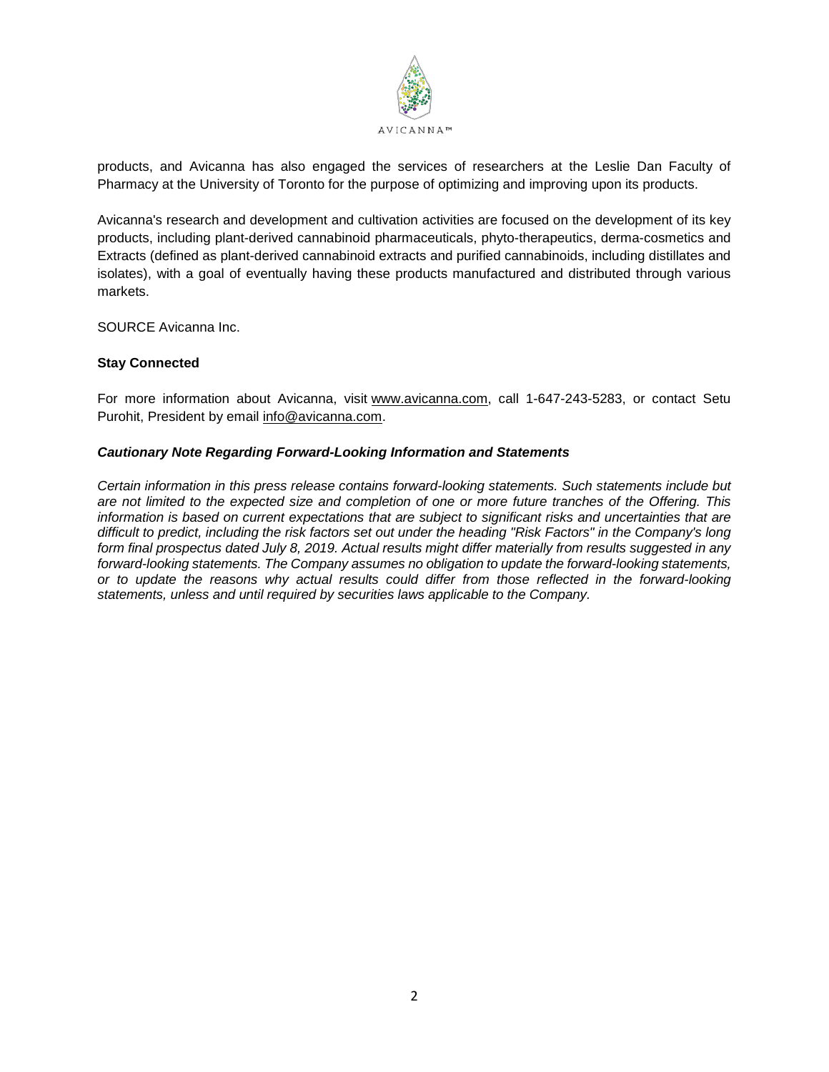products, and Avicanna has also engaged the services of researchers at the Leslie Dan Faculty of Pharmacy at the University of Toronto for the purpose of optimizing and improving upon its products.

Avicanna's research and development and cultivation activities are focused on the development of its key products, including plant-derived cannabinoid pharmaceuticals, phyto-therapeutics, derma-cosmetics and Extracts (defined as plant-derived cannabinoid extracts and purified cannabinoids, including distillates and isolates), with a goal of eventually having these products manufactured and distributed through various markets.

SOURCE Avicanna Inc.

**Stay Connected**

For more information about Avicanna, visit www.avicanna.com, call 1-647-243-5283, or contact Setu Purohit, President by email info@avicanna.com.

***Cautionary Note Regarding Forward-Looking Information and Statements***

*Certain information in this press release contains forward-looking statements. Such statements include but are not limited to the expected size and completion of one or more future tranches of the Offering. This information is based on current expectations that are subject to significant risks and uncertainties that are difficult to predict, including the risk factors set out under the heading "Risk Factors" in the Company's long form final prospectus dated July 8, 2019. Actual results might differ materially from results suggested in any forward-looking statements. The Company assumes no obligation to update the forward-looking statements, or to update the reasons why actual results could differ from those reflected in the forward-looking statements, unless and until required by securities laws applicable to the Company.*